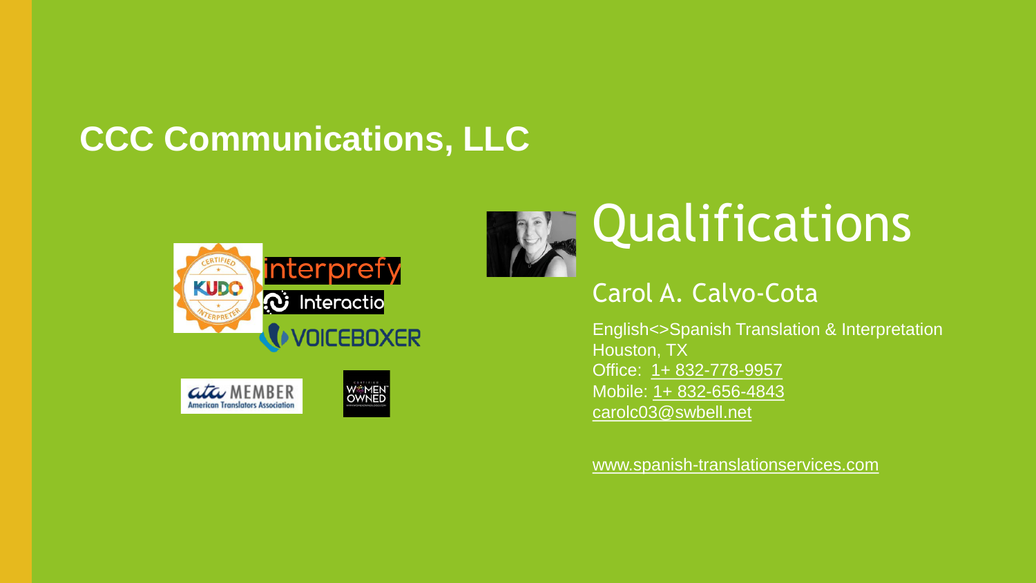# CCC Communications, LLC

# Qualifications

## Carol A. Calvo-Cota

English<>Spanish Translation & Interpretation
Houston, TX
Office: 1+ 832-778-9957
Mobile: 1+ 832-656-4843
carolc03@swbell.net

www.spanish-translationservices.com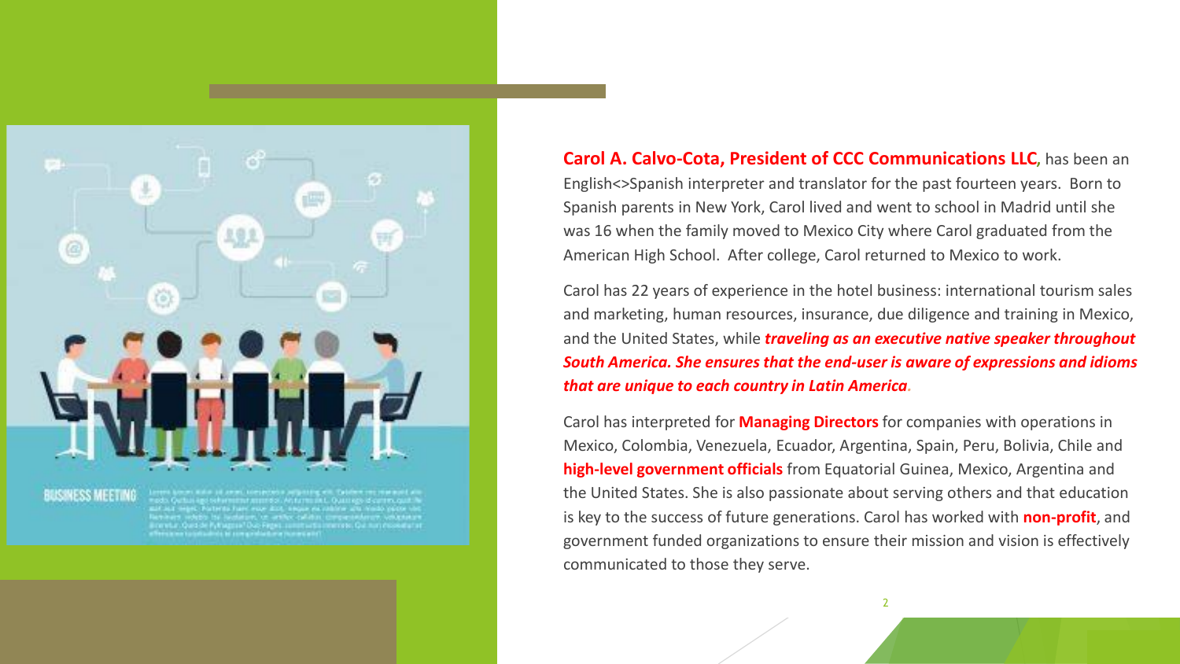**Carol A. Calvo-Cota, President of CCC Communications LLC**, has been an English<>Spanish interpreter and translator for the past fourteen years. Born to Spanish parents in New York, Carol lived and went to school in Madrid until she was 16 when the family moved to Mexico City where Carol graduated from the American High School. After college, Carol returned to Mexico to work.

Carol has 22 years of experience in the hotel business: international tourism sales and marketing, human resources, insurance, due diligence and training in Mexico, and the United States, while ***traveling as an executive native speaker throughout South America. She ensures that the end-user is aware of expressions and idioms that are unique to each country in Latin America.***

Carol has interpreted for **Managing Directors** for companies with operations in Mexico, Colombia, Venezuela, Ecuador, Argentina, Spain, Peru, Bolivia, Chile and **high-level government officials** from Equatorial Guinea, Mexico, Argentina and the United States. She is also passionate about serving others and that education is key to the success of future generations. Carol has worked with **non-profit**, and government funded organizations to ensure their mission and vision is effectively communicated to those they serve.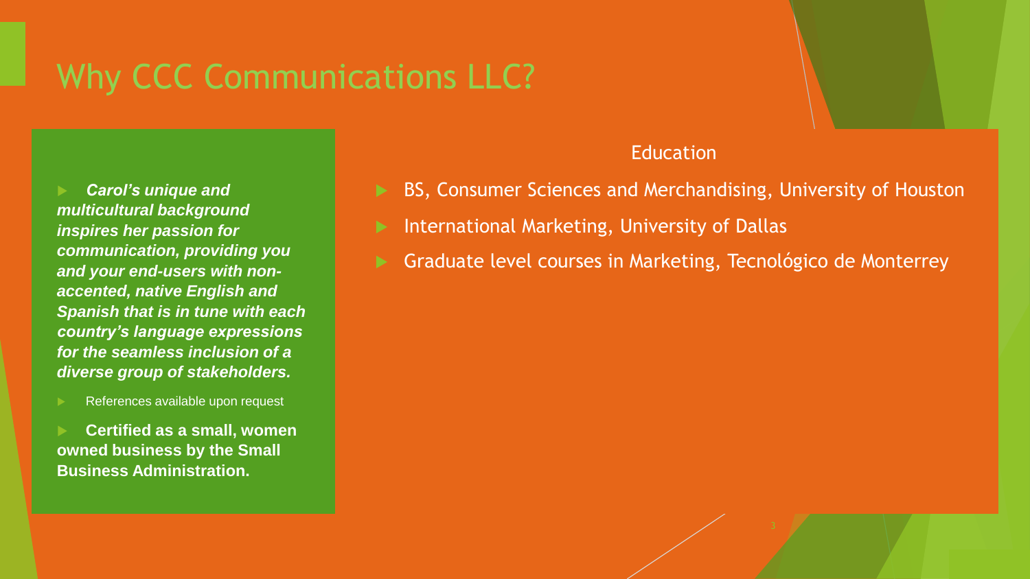# Why CCC Communications LLC?

- ***Carol's unique and multicultural background inspires her passion for communication, providing you and your end-users with non-accented, native English and Spanish that is in tune with each country's language expressions for the seamless inclusion of a diverse group of stakeholders.***
- References available upon request
- **Certified as a small, women owned business by the Small Business Administration.**

Education

- BS, Consumer Sciences and Merchandising, University of Houston
- International Marketing, University of Dallas
- Graduate level courses in Marketing, Tecnológico de Monterrey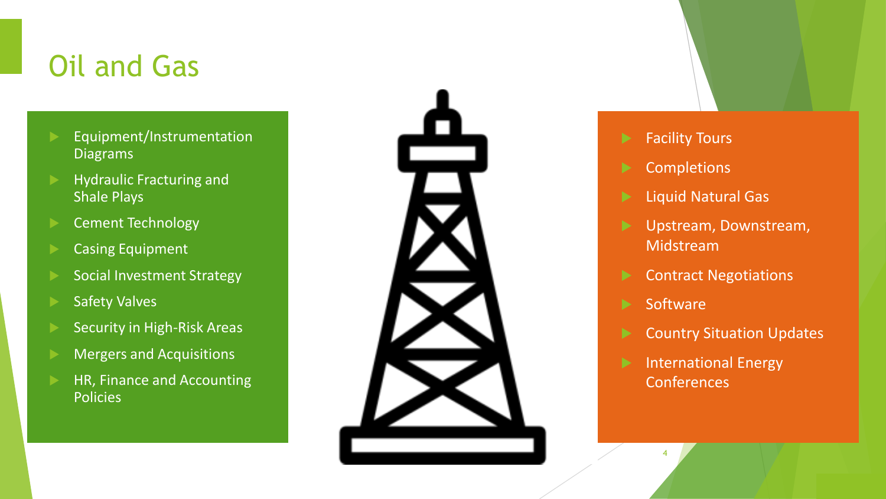# Oil and Gas

- Equipment/Instrumentation Diagrams
- Hydraulic Fracturing and Shale Plays
- Cement Technology
- Casing Equipment
- Social Investment Strategy
- Safety Valves
- Security in High-Risk Areas
- Mergers and Acquisitions
- HR, Finance and Accounting Policies

- Facility Tours
- Completions
- Liquid Natural Gas
- Upstream, Downstream, Midstream
- Contract Negotiations
- Software
- Country Situation Updates
- International Energy Conferences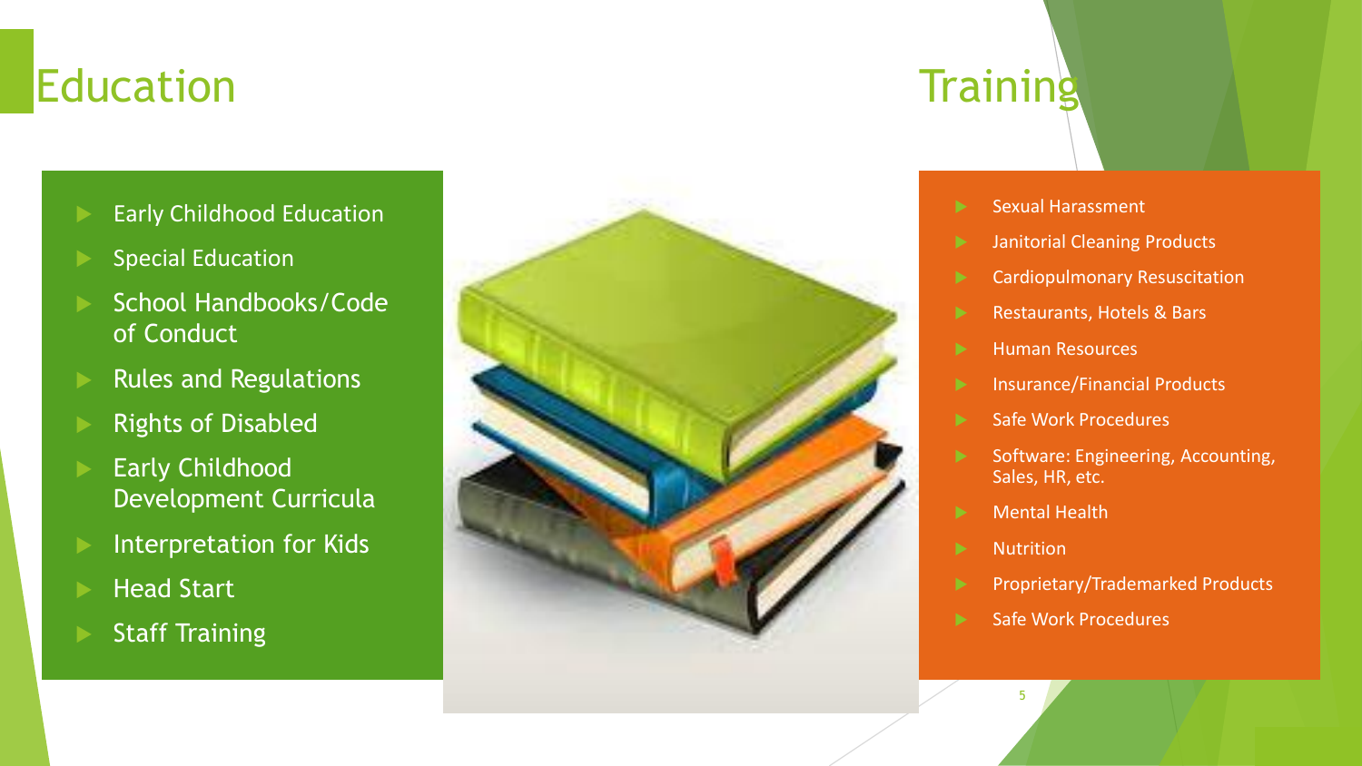## Education

- Early Childhood Education
- Special Education
- School Handbooks/Code of Conduct
- Rules and Regulations
- Rights of Disabled
- Early Childhood Development Curricula
- Interpretation for Kids
- Head Start
- Staff Training

## Training

- Sexual Harassment
- Janitorial Cleaning Products
- Cardiopulmonary Resuscitation
- Restaurants, Hotels & Bars
- Human Resources
- Insurance/Financial Products
- Safe Work Procedures
- Software: Engineering, Accounting, Sales, HR, etc.
- Mental Health
- Nutrition
- Proprietary/Trademarked Products
- Safe Work Procedures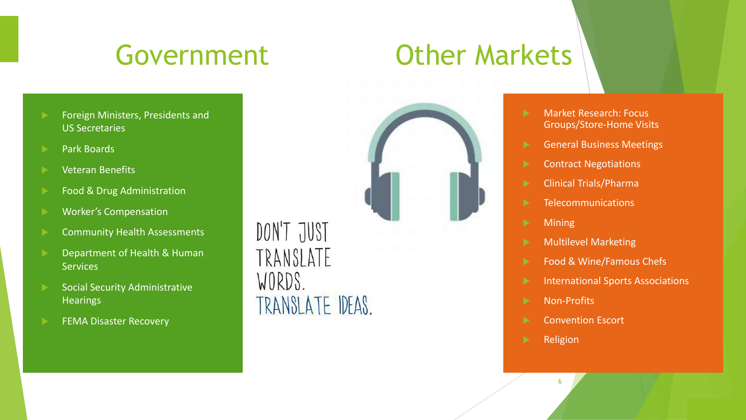## Government

- Foreign Ministers, Presidents and US Secretaries
- Park Boards
- Veteran Benefits
- Food & Drug Administration
- Worker's Compensation
- Community Health Assessments
- Department of Health & Human Services
- Social Security Administrative Hearings
- FEMA Disaster Recovery

DON'T JUST TRANSLATE WORDS. TRANSLATE IDEAS.

## Other Markets

- Market Research: Focus Groups/Store-Home Visits
- General Business Meetings
- Contract Negotiations
- Clinical Trials/Pharma
- Telecommunications
- Mining
- Multilevel Marketing
- Food & Wine/Famous Chefs
- International Sports Associations
- Non-Profits
- Convention Escort
- Religion